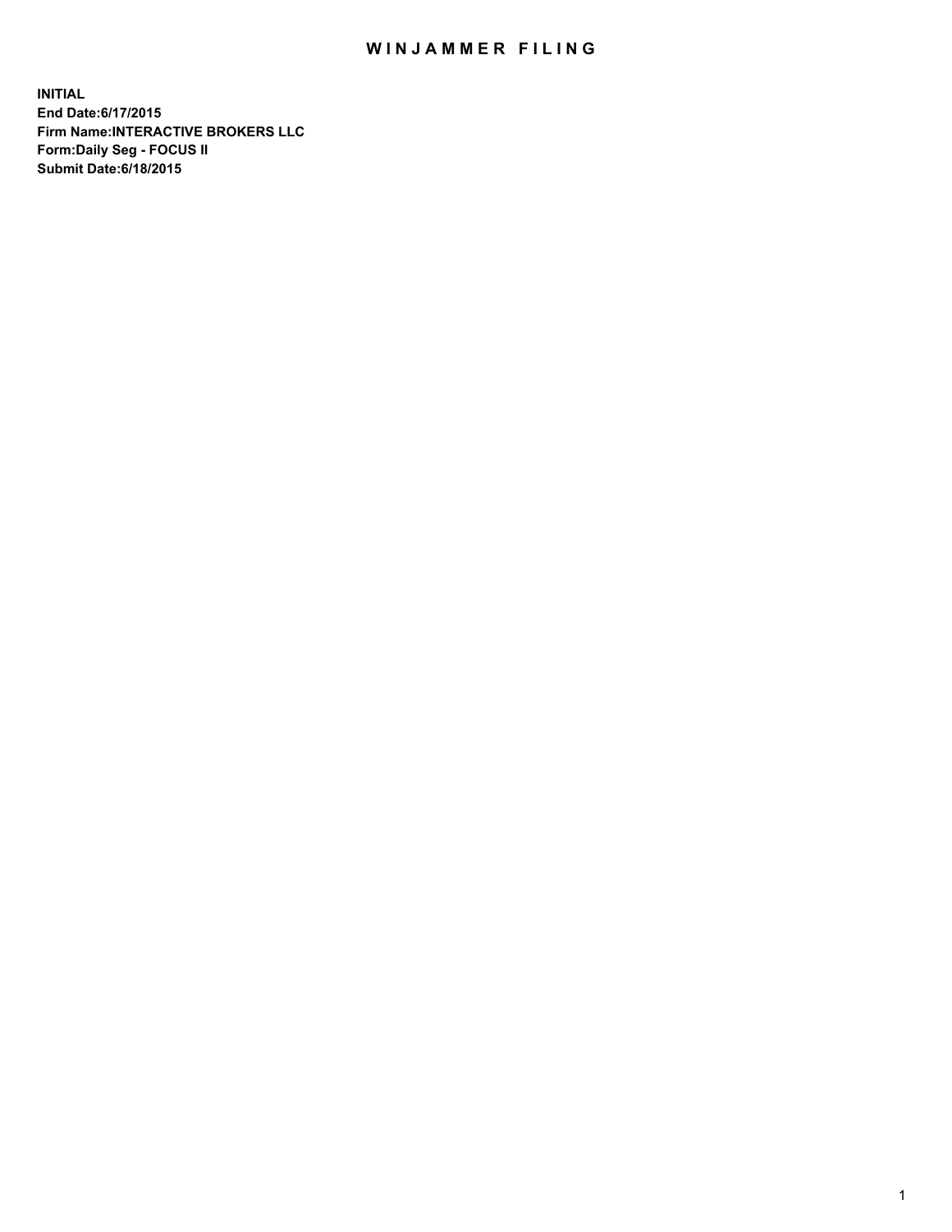# WINJAMMER FILING

**INITIAL**
**End Date:6/17/2015**
**Firm Name:INTERACTIVE BROKERS LLC**
**Form:Daily Seg - FOCUS II**
**Submit Date:6/18/2015**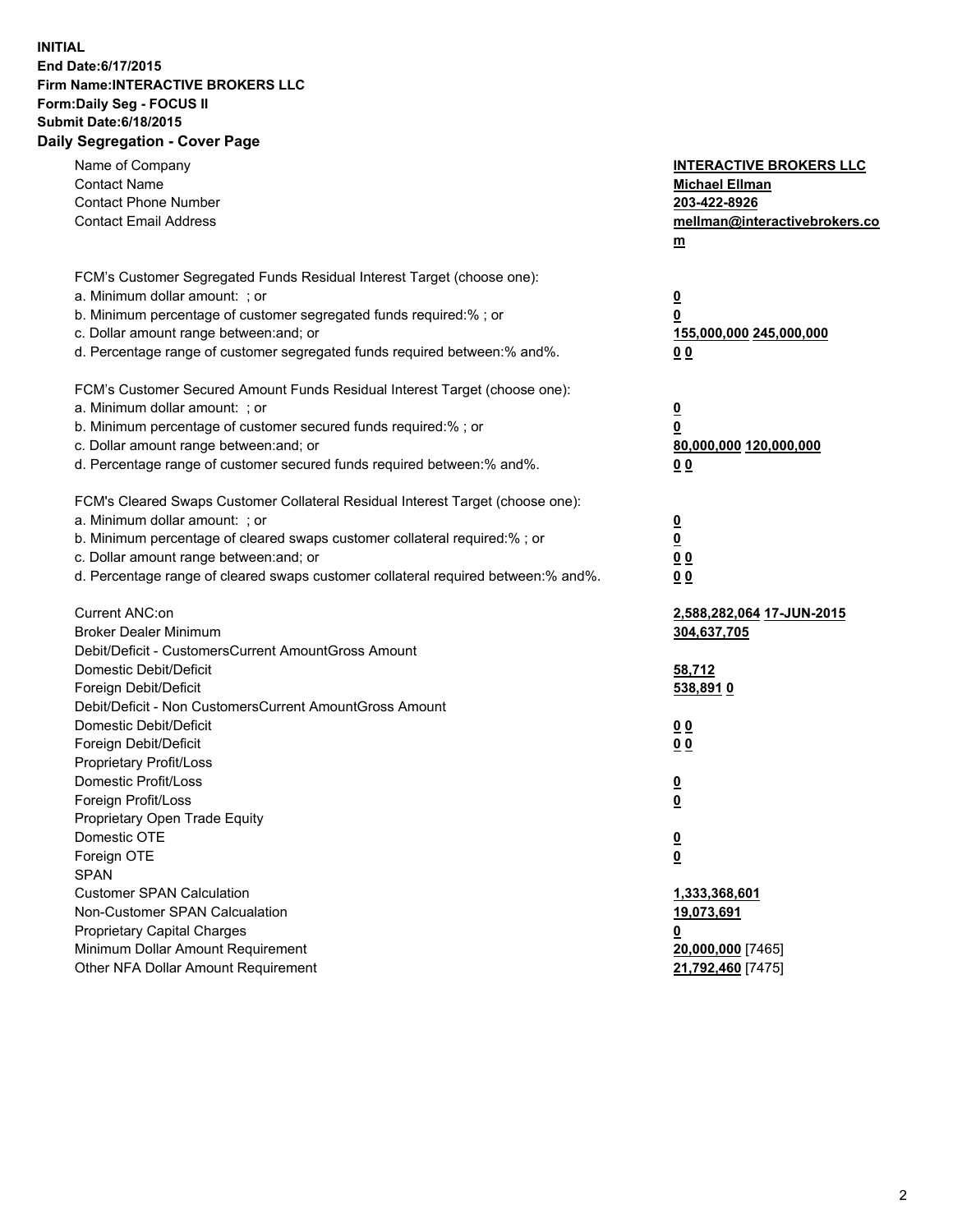**INITIAL**
**End Date:6/17/2015**
**Firm Name:INTERACTIVE BROKERS LLC**
**Form:Daily Seg - FOCUS II**
**Submit Date:6/18/2015**

## Daily Segregation - Cover Page

| | |
|---|---|
| Name of Company | **INTERACTIVE BROKERS LLC** |
| Contact Name | **Michael Ellman** |
| Contact Phone Number | **203-422-8926** |
| Contact Email Address | **mellman@interactivebrokers.com** |
| FCM's Customer Segregated Funds Residual Interest Target (choose one): | |
| a. Minimum dollar amount: ; or | **0** |
| b. Minimum percentage of customer segregated funds required:% ; or | **0** |
| c. Dollar amount range between:and; or | **155,000,000** **245,000,000** |
| d. Percentage range of customer segregated funds required between:% and%. | **0** **0** |
| FCM's Customer Secured Amount Funds Residual Interest Target (choose one): | |
| a. Minimum dollar amount: ; or | **0** |
| b. Minimum percentage of customer secured funds required:% ; or | **0** |
| c. Dollar amount range between:and; or | **80,000,000** **120,000,000** |
| d. Percentage range of customer secured funds required between:% and%. | **0** **0** |
| FCM's Cleared Swaps Customer Collateral Residual Interest Target (choose one): | |
| a. Minimum dollar amount: ; or | **0** |
| b. Minimum percentage of cleared swaps customer collateral required:% ; or | **0** |
| c. Dollar amount range between:and; or | **0** **0** |
| d. Percentage range of cleared swaps customer collateral required between:% and%. | **0** **0** |
| Current ANC:on | **2,588,282,064** **17-JUN-2015** |
| Broker Dealer Minimum | **304,637,705** |
| Debit/Deficit - CustomersCurrent AmountGross Amount | |
| Domestic Debit/Deficit | **58,712** |
| Foreign Debit/Deficit | **538,891** **0** |
| Debit/Deficit - Non CustomersCurrent AmountGross Amount | |
| Domestic Debit/Deficit | **0** **0** |
| Foreign Debit/Deficit | **0** **0** |
| Proprietary Profit/Loss | |
| Domestic Profit/Loss | **0** |
| Foreign Profit/Loss | **0** |
| Proprietary Open Trade Equity | |
| Domestic OTE | **0** |
| Foreign OTE | **0** |
| SPAN | |
| Customer SPAN Calculation | **1,333,368,601** |
| Non-Customer SPAN Calcualation | **19,073,691** |
| Proprietary Capital Charges | **0** |
| Minimum Dollar Amount Requirement | **20,000,000** [7465] |
| Other NFA Dollar Amount Requirement | **21,792,460** [7475] |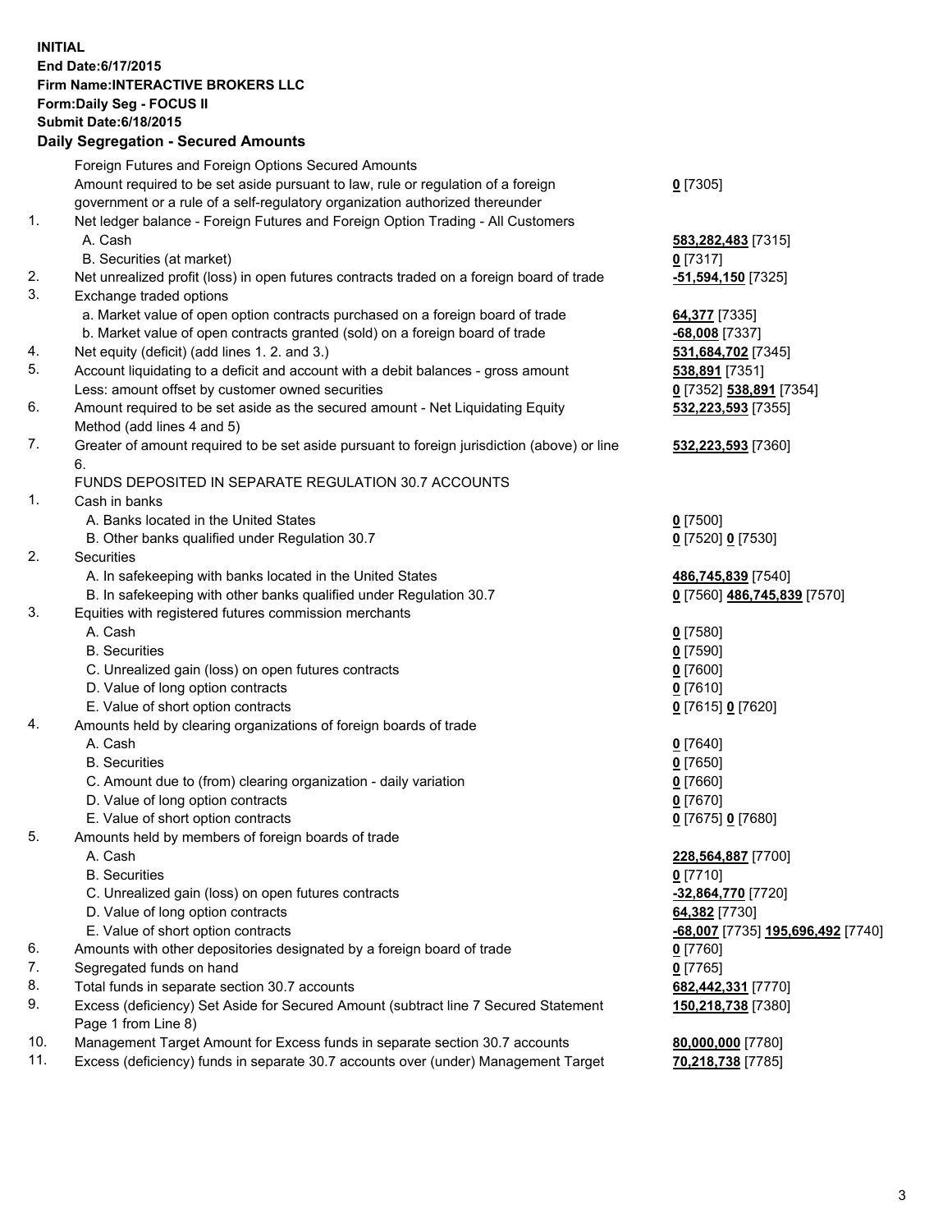**INITIAL**
**End Date:6/17/2015**
**Firm Name:INTERACTIVE BROKERS LLC**
**Form:Daily Seg - FOCUS II**
**Submit Date:6/18/2015**

## Daily Segregation - Secured Amounts

| | | |
|---|---|---|
| | Foreign Futures and Foreign Options Secured Amounts | |
| | Amount required to be set aside pursuant to law, rule or regulation of a foreign government or a rule of a self-regulatory organization authorized thereunder | **0** [7305] |
| 1. | Net ledger balance - Foreign Futures and Foreign Option Trading - All Customers | |
| | A. Cash | **583,282,483** [7315] |
| | B. Securities (at market) | **0** [7317] |
| 2. | Net unrealized profit (loss) in open futures contracts traded on a foreign board of trade | **-51,594,150** [7325] |
| 3. | Exchange traded options | |
| | a. Market value of open option contracts purchased on a foreign board of trade | **64,377** [7335] |
| | b. Market value of open contracts granted (sold) on a foreign board of trade | **-68,008** [7337] |
| 4. | Net equity (deficit) (add lines 1. 2. and 3.) | **531,684,702** [7345] |
| 5. | Account liquidating to a deficit and account with a debit balances - gross amount | **538,891** [7351] |
| | Less: amount offset by customer owned securities | **0** [7352] **538,891** [7354] |
| 6. | Amount required to be set aside as the secured amount - Net Liquidating Equity Method (add lines 4 and 5) | **532,223,593** [7355] |
| 7. | Greater of amount required to be set aside pursuant to foreign jurisdiction (above) or line 6. | **532,223,593** [7360] |
| | FUNDS DEPOSITED IN SEPARATE REGULATION 30.7 ACCOUNTS | |
| 1. | Cash in banks | |
| | A. Banks located in the United States | **0** [7500] |
| | B. Other banks qualified under Regulation 30.7 | **0** [7520] **0** [7530] |
| 2. | Securities | |
| | A. In safekeeping with banks located in the United States | **486,745,839** [7540] |
| | B. In safekeeping with other banks qualified under Regulation 30.7 | **0** [7560] **486,745,839** [7570] |
| 3. | Equities with registered futures commission merchants | |
| | A. Cash | **0** [7580] |
| | B. Securities | **0** [7590] |
| | C. Unrealized gain (loss) on open futures contracts | **0** [7600] |
| | D. Value of long option contracts | **0** [7610] |
| | E. Value of short option contracts | **0** [7615] **0** [7620] |
| 4. | Amounts held by clearing organizations of foreign boards of trade | |
| | A. Cash | **0** [7640] |
| | B. Securities | **0** [7650] |
| | C. Amount due to (from) clearing organization - daily variation | **0** [7660] |
| | D. Value of long option contracts | **0** [7670] |
| | E. Value of short option contracts | **0** [7675] **0** [7680] |
| 5. | Amounts held by members of foreign boards of trade | |
| | A. Cash | **228,564,887** [7700] |
| | B. Securities | **0** [7710] |
| | C. Unrealized gain (loss) on open futures contracts | **-32,864,770** [7720] |
| | D. Value of long option contracts | **64,382** [7730] |
| | E. Value of short option contracts | **-68,007** [7735] **195,696,492** [7740] |
| 6. | Amounts with other depositories designated by a foreign board of trade | **0** [7760] |
| 7. | Segregated funds on hand | **0** [7765] |
| 8. | Total funds in separate section 30.7 accounts | **682,442,331** [7770] |
| 9. | Excess (deficiency) Set Aside for Secured Amount (subtract line 7 Secured Statement Page 1 from Line 8) | **150,218,738** [7380] |
| 10. | Management Target Amount for Excess funds in separate section 30.7 accounts | **80,000,000** [7780] |
| 11. | Excess (deficiency) funds in separate 30.7 accounts over (under) Management Target | **70,218,738** [7785] |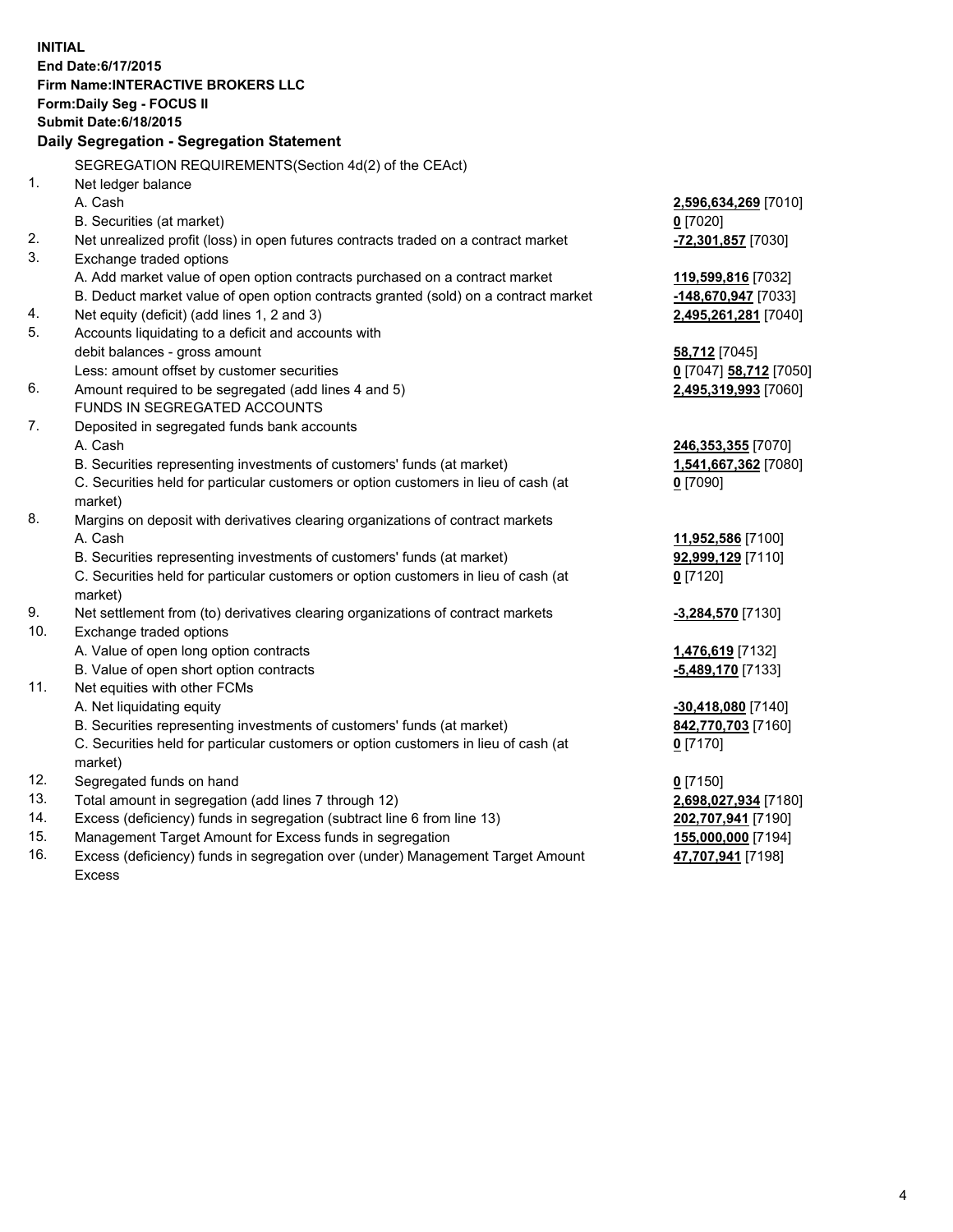**INITIAL**
**End Date:6/17/2015**
**Firm Name:INTERACTIVE BROKERS LLC**
**Form:Daily Seg - FOCUS II**
**Submit Date:6/18/2015**

## Daily Segregation - Segregation Statement

SEGREGATION REQUIREMENTS(Section 4d(2) of the CEAct)

| | | |
|---|---|---|
| 1. | Net ledger balance | |
| | A. Cash | **2,596,634,269** [7010] |
| | B. Securities (at market) | **0** [7020] |
| 2. | Net unrealized profit (loss) in open futures contracts traded on a contract market | **-72,301,857** [7030] |
| 3. | Exchange traded options | |
| | A. Add market value of open option contracts purchased on a contract market | **119,599,816** [7032] |
| | B. Deduct market value of open option contracts granted (sold) on a contract market | **-148,670,947** [7033] |
| 4. | Net equity (deficit) (add lines 1, 2 and 3) | **2,495,261,281** [7040] |
| 5. | Accounts liquidating to a deficit and accounts with | |
| | debit balances - gross amount | **58,712** [7045] |
| | Less: amount offset by customer securities | **0** [7047] **58,712** [7050] |
| 6. | Amount required to be segregated (add lines 4 and 5) | **2,495,319,993** [7060] |
| | FUNDS IN SEGREGATED ACCOUNTS | |
| 7. | Deposited in segregated funds bank accounts | |
| | A. Cash | **246,353,355** [7070] |
| | B. Securities representing investments of customers' funds (at market) | **1,541,667,362** [7080] |
| | C. Securities held for particular customers or option customers in lieu of cash (at market) | **0** [7090] |
| 8. | Margins on deposit with derivatives clearing organizations of contract markets | |
| | A. Cash | **11,952,586** [7100] |
| | B. Securities representing investments of customers' funds (at market) | **92,999,129** [7110] |
| | C. Securities held for particular customers or option customers in lieu of cash (at market) | **0** [7120] |
| 9. | Net settlement from (to) derivatives clearing organizations of contract markets | **-3,284,570** [7130] |
| 10. | Exchange traded options | |
| | A. Value of open long option contracts | **1,476,619** [7132] |
| | B. Value of open short option contracts | **-5,489,170** [7133] |
| 11. | Net equities with other FCMs | |
| | A. Net liquidating equity | **-30,418,080** [7140] |
| | B. Securities representing investments of customers' funds (at market) | **842,770,703** [7160] |
| | C. Securities held for particular customers or option customers in lieu of cash (at market) | **0** [7170] |
| 12. | Segregated funds on hand | **0** [7150] |
| 13. | Total amount in segregation (add lines 7 through 12) | **2,698,027,934** [7180] |
| 14. | Excess (deficiency) funds in segregation (subtract line 6 from line 13) | **202,707,941** [7190] |
| 15. | Management Target Amount for Excess funds in segregation | **155,000,000** [7194] |
| 16. | Excess (deficiency) funds in segregation over (under) Management Target Amount Excess | **47,707,941** [7198] |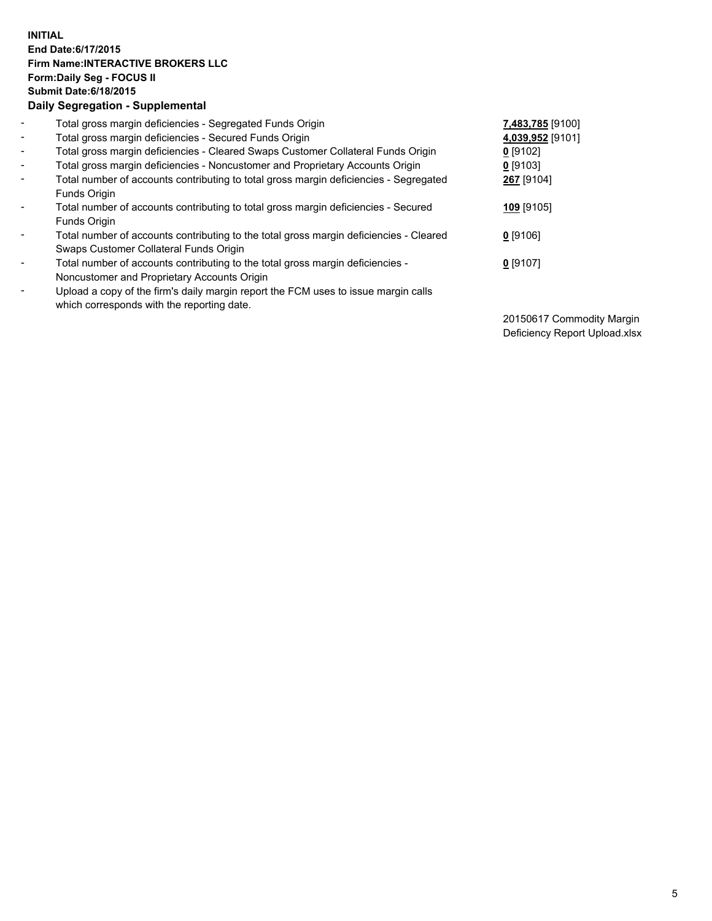**INITIAL**
**End Date:6/17/2015**
**Firm Name:INTERACTIVE BROKERS LLC**
**Form:Daily Seg - FOCUS II**
**Submit Date:6/18/2015**
**Daily Segregation - Supplemental**

| | | |
|---|---|---|
| - | Total gross margin deficiencies - Segregated Funds Origin | **7,483,785** [9100] |
| - | Total gross margin deficiencies - Secured Funds Origin | **4,039,952** [9101] |
| - | Total gross margin deficiencies - Cleared Swaps Customer Collateral Funds Origin | **0** [9102] |
| - | Total gross margin deficiencies - Noncustomer and Proprietary Accounts Origin | **0** [9103] |
| - | Total number of accounts contributing to total gross margin deficiencies - Segregated Funds Origin | **267** [9104] |
| - | Total number of accounts contributing to total gross margin deficiencies - Secured Funds Origin | **109** [9105] |
| - | Total number of accounts contributing to the total gross margin deficiencies - Cleared Swaps Customer Collateral Funds Origin | **0** [9106] |
| - | Total number of accounts contributing to the total gross margin deficiencies - Noncustomer and Proprietary Accounts Origin | **0** [9107] |
| - | Upload a copy of the firm's daily margin report the FCM uses to issue margin calls which corresponds with the reporting date. | 20150617 Commodity Margin Deficiency Report Upload.xlsx |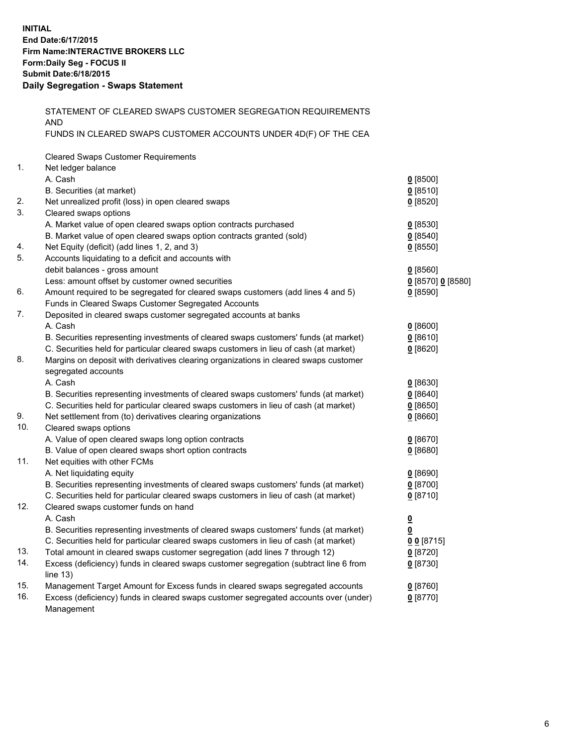**INITIAL**
**End Date:6/17/2015**
**Firm Name:INTERACTIVE BROKERS LLC**
**Form:Daily Seg - FOCUS II**
**Submit Date:6/18/2015**
**Daily Segregation - Swaps Statement**

STATEMENT OF CLEARED SWAPS CUSTOMER SEGREGATION REQUIREMENTS AND FUNDS IN CLEARED SWAPS CUSTOMER ACCOUNTS UNDER 4D(F) OF THE CEA

| | | |
|---|---|---|
| | Cleared Swaps Customer Requirements | |
| 1. | Net ledger balance | |
| | A. Cash | 0 [8500] |
| | B. Securities (at market) | 0 [8510] |
| 2. | Net unrealized profit (loss) in open cleared swaps | 0 [8520] |
| 3. | Cleared swaps options | |
| | A. Market value of open cleared swaps option contracts purchased | 0 [8530] |
| | B. Market value of open cleared swaps option contracts granted (sold) | 0 [8540] |
| 4. | Net Equity (deficit) (add lines 1, 2, and 3) | 0 [8550] |
| 5. | Accounts liquidating to a deficit and accounts with | |
| | debit balances - gross amount | 0 [8560] |
| | Less: amount offset by customer owned securities | 0 [8570] 0 [8580] |
| 6. | Amount required to be segregated for cleared swaps customers (add lines 4 and 5) | 0 [8590] |
| | Funds in Cleared Swaps Customer Segregated Accounts | |
| 7. | Deposited in cleared swaps customer segregated accounts at banks | |
| | A. Cash | 0 [8600] |
| | B. Securities representing investments of cleared swaps customers' funds (at market) | 0 [8610] |
| | C. Securities held for particular cleared swaps customers in lieu of cash (at market) | 0 [8620] |
| 8. | Margins on deposit with derivatives clearing organizations in cleared swaps customer segregated accounts | |
| | A. Cash | 0 [8630] |
| | B. Securities representing investments of cleared swaps customers' funds (at market) | 0 [8640] |
| | C. Securities held for particular cleared swaps customers in lieu of cash (at market) | 0 [8650] |
| 9. | Net settlement from (to) derivatives clearing organizations | 0 [8660] |
| 10. | Cleared swaps options | |
| | A. Value of open cleared swaps long option contracts | 0 [8670] |
| | B. Value of open cleared swaps short option contracts | 0 [8680] |
| 11. | Net equities with other FCMs | |
| | A. Net liquidating equity | 0 [8690] |
| | B. Securities representing investments of cleared swaps customers' funds (at market) | 0 [8700] |
| | C. Securities held for particular cleared swaps customers in lieu of cash (at market) | 0 [8710] |
| 12. | Cleared swaps customer funds on hand | |
| | A. Cash | 0 |
| | B. Securities representing investments of cleared swaps customers' funds (at market) | 0 |
| | C. Securities held for particular cleared swaps customers in lieu of cash (at market) | 0 0 [8715] |
| 13. | Total amount in cleared swaps customer segregation (add lines 7 through 12) | 0 [8720] |
| 14. | Excess (deficiency) funds in cleared swaps customer segregation (subtract line 6 from line 13) | 0 [8730] |
| 15. | Management Target Amount for Excess funds in cleared swaps segregated accounts | 0 [8760] |
| 16. | Excess (deficiency) funds in cleared swaps customer segregated accounts over (under) Management | 0 [8770] |